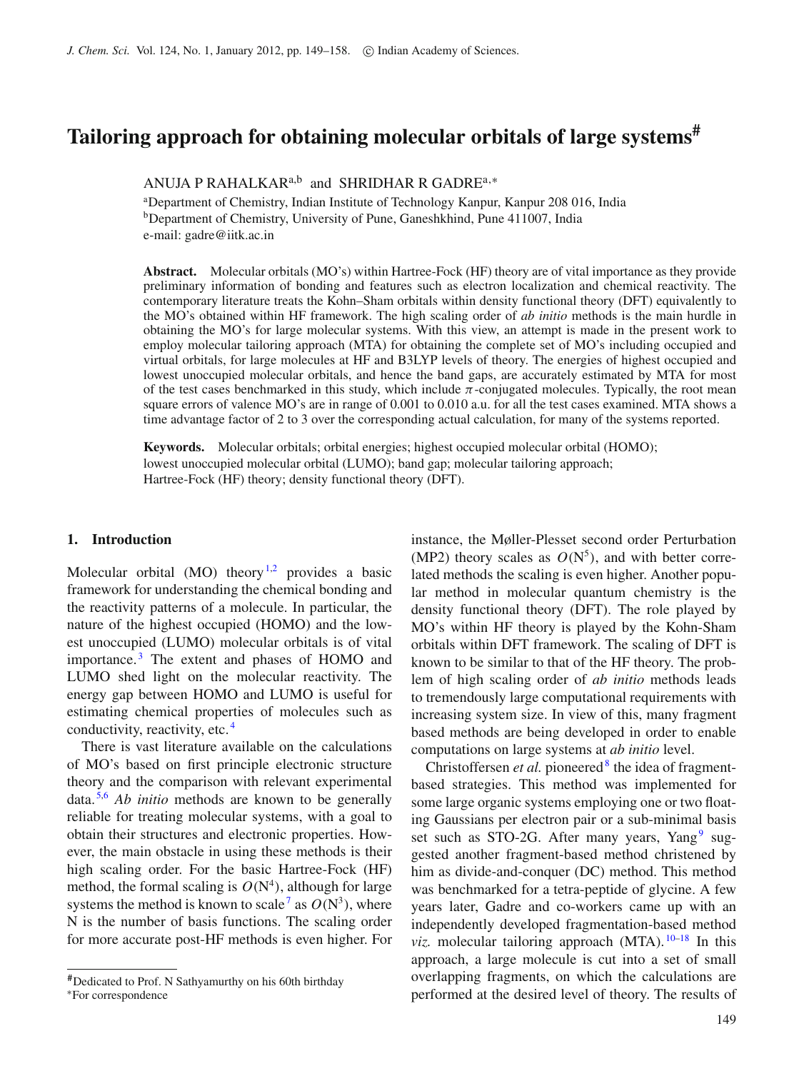# Tailoring approach for obtaining molecular orbitals of large systems[#]

ANUJA P RAHALKAR[a,b] and SHRIDHAR R GADRE[a,*]

[a]Department of Chemistry, Indian Institute of Technology Kanpur, Kanpur 208 016, India
[b]Department of Chemistry, University of Pune, Ganeshkhind, Pune 411007, India
e-mail: gadre@iitk.ac.in

**Abstract.** Molecular orbitals (MO's) within Hartree-Fock (HF) theory are of vital importance as they provide preliminary information of bonding and features such as electron localization and chemical reactivity. The contemporary literature treats the Kohn–Sham orbitals within density functional theory (DFT) equivalently to the MO's obtained within HF framework. The high scaling order of *ab initio* methods is the main hurdle in obtaining the MO's for large molecular systems. With this view, an attempt is made in the present work to employ molecular tailoring approach (MTA) for obtaining the complete set of MO's including occupied and virtual orbitals, for large molecules at HF and B3LYP levels of theory. The energies of highest occupied and lowest unoccupied molecular orbitals, and hence the band gaps, are accurately estimated by MTA for most of the test cases benchmarked in this study, which include $\pi$-conjugated molecules. Typically, the root mean square errors of valence MO's are in range of 0.001 to 0.010 a.u. for all the test cases examined. MTA shows a time advantage factor of 2 to 3 over the corresponding actual calculation, for many of the systems reported.

**Keywords.** Molecular orbitals; orbital energies; highest occupied molecular orbital (HOMO); lowest unoccupied molecular orbital (LUMO); band gap; molecular tailoring approach; Hartree-Fock (HF) theory; density functional theory (DFT).

## 1. Introduction

Molecular orbital (MO) theory[1,2] provides a basic framework for understanding the chemical bonding and the reactivity patterns of a molecule. In particular, the nature of the highest occupied (HOMO) and the lowest unoccupied (LUMO) molecular orbitals is of vital importance.[3] The extent and phases of HOMO and LUMO shed light on the molecular reactivity. The energy gap between HOMO and LUMO is useful for estimating chemical properties of molecules such as conductivity, reactivity, etc.[4]

There is vast literature available on the calculations of MO's based on first principle electronic structure theory and the comparison with relevant experimental data.[5,6] *Ab initio* methods are known to be generally reliable for treating molecular systems, with a goal to obtain their structures and electronic properties. However, the main obstacle in using these methods is their high scaling order. For the basic Hartree-Fock (HF) method, the formal scaling is $O(N^4)$, although for large systems the method is known to scale[7] as $O(N^3)$, where N is the number of basis functions. The scaling order for more accurate post-HF methods is even higher. For instance, the Møller-Plesset second order Perturbation (MP2) theory scales as $O(N^5)$, and with better correlated methods the scaling is even higher. Another popular method in molecular quantum chemistry is the density functional theory (DFT). The role played by MO's within HF theory is played by the Kohn-Sham orbitals within DFT framework. The scaling of DFT is known to be similar to that of the HF theory. The problem of high scaling order of *ab initio* methods leads to tremendously large computational requirements with increasing system size. In view of this, many fragment based methods are being developed in order to enable computations on large systems at *ab initio* level.

Christoffersen *et al.* pioneered[8] the idea of fragment-based strategies. This method was implemented for some large organic systems employing one or two floating Gaussians per electron pair or a sub-minimal basis set such as STO-2G. After many years, Yang[9] suggested another fragment-based method christened by him as divide-and-conquer (DC) method. This method was benchmarked for a tetra-peptide of glycine. A few years later, Gadre and co-workers came up with an independently developed fragmentation-based method *viz.* molecular tailoring approach (MTA).[10–18] In this approach, a large molecule is cut into a set of small overlapping fragments, on which the calculations are performed at the desired level of theory. The results of

[#]Dedicated to Prof. N Sathyamurthy on his 60th birthday
*For correspondence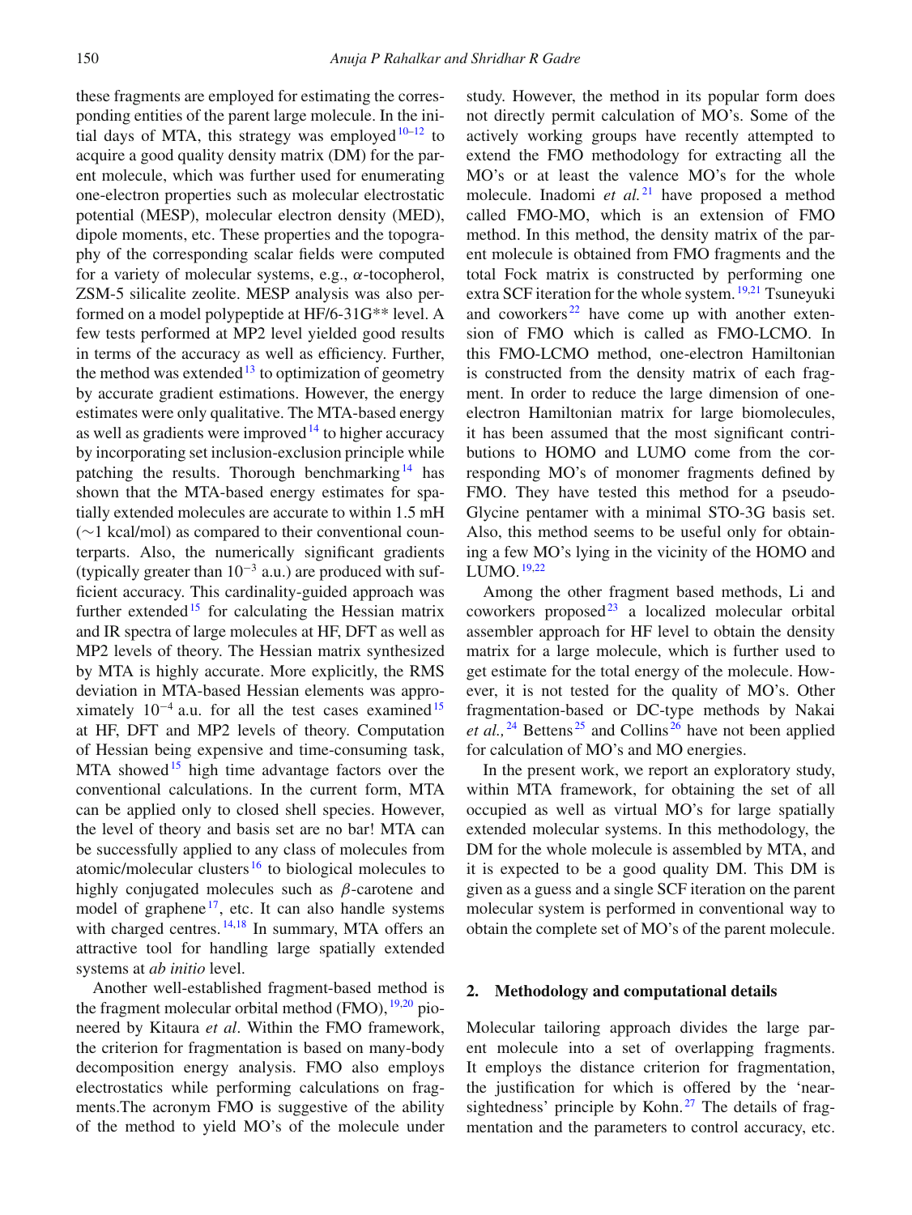these fragments are employed for estimating the corresponding entities of the parent large molecule. In the initial days of MTA, this strategy was employed[10–12] to acquire a good quality density matrix (DM) for the parent molecule, which was further used for enumerating one-electron properties such as molecular electrostatic potential (MESP), molecular electron density (MED), dipole moments, etc. These properties and the topography of the corresponding scalar fields were computed for a variety of molecular systems, e.g., $\alpha$-tocopherol, ZSM-5 silicalite zeolite. MESP analysis was also performed on a model polypeptide at HF/6-31G** level. A few tests performed at MP2 level yielded good results in terms of the accuracy as well as efficiency. Further, the method was extended[13] to optimization of geometry by accurate gradient estimations. However, the energy estimates were only qualitative. The MTA-based energy as well as gradients were improved[14] to higher accuracy by incorporating set inclusion-exclusion principle while patching the results. Thorough benchmarking[14] has shown that the MTA-based energy estimates for spatially extended molecules are accurate to within 1.5 mH ($\sim$1 kcal/mol) as compared to their conventional counterparts. Also, the numerically significant gradients (typically greater than $10^{-3}$ a.u.) are produced with sufficient accuracy. This cardinality-guided approach was further extended[15] for calculating the Hessian matrix and IR spectra of large molecules at HF, DFT as well as MP2 levels of theory. The Hessian matrix synthesized by MTA is highly accurate. More explicitly, the RMS deviation in MTA-based Hessian elements was approximately $10^{-4}$ a.u. for all the test cases examined[15] at HF, DFT and MP2 levels of theory. Computation of Hessian being expensive and time-consuming task, MTA showed[15] high time advantage factors over the conventional calculations. In the current form, MTA can be applied only to closed shell species. However, the level of theory and basis set are no bar! MTA can be successfully applied to any class of molecules from atomic/molecular clusters[16] to biological molecules to highly conjugated molecules such as $\beta$-carotene and model of graphene[17], etc. It can also handle systems with charged centres.[14,18] In summary, MTA offers an attractive tool for handling large spatially extended systems at *ab initio* level.

Another well-established fragment-based method is the fragment molecular orbital method (FMO),[19,20] pioneered by Kitaura *et al*. Within the FMO framework, the criterion for fragmentation is based on many-body decomposition energy analysis. FMO also employs electrostatics while performing calculations on fragments.The acronym FMO is suggestive of the ability of the method to yield MO's of the molecule under study. However, the method in its popular form does not directly permit calculation of MO's. Some of the actively working groups have recently attempted to extend the FMO methodology for extracting all the MO's or at least the valence MO's for the whole molecule. Inadomi *et al.*[21] have proposed a method called FMO-MO, which is an extension of FMO method. In this method, the density matrix of the parent molecule is obtained from FMO fragments and the total Fock matrix is constructed by performing one extra SCF iteration for the whole system.[19,21] Tsuneyuki and coworkers[22] have come up with another extension of FMO which is called as FMO-LCMO. In this FMO-LCMO method, one-electron Hamiltonian is constructed from the density matrix of each fragment. In order to reduce the large dimension of one-electron Hamiltonian matrix for large biomolecules, it has been assumed that the most significant contributions to HOMO and LUMO come from the corresponding MO's of monomer fragments defined by FMO. They have tested this method for a pseudo-Glycine pentamer with a minimal STO-3G basis set. Also, this method seems to be useful only for obtaining a few MO's lying in the vicinity of the HOMO and LUMO.[19,22]

Among the other fragment based methods, Li and coworkers proposed[23] a localized molecular orbital assembler approach for HF level to obtain the density matrix for a large molecule, which is further used to get estimate for the total energy of the molecule. However, it is not tested for the quality of MO's. Other fragmentation-based or DC-type methods by Nakai *et al.,*[24] Bettens[25] and Collins[26] have not been applied for calculation of MO's and MO energies.

In the present work, we report an exploratory study, within MTA framework, for obtaining the set of all occupied as well as virtual MO's for large spatially extended molecular systems. In this methodology, the DM for the whole molecule is assembled by MTA, and it is expected to be a good quality DM. This DM is given as a guess and a single SCF iteration on the parent molecular system is performed in conventional way to obtain the complete set of MO's of the parent molecule.

## 2. Methodology and computational details

Molecular tailoring approach divides the large parent molecule into a set of overlapping fragments. It employs the distance criterion for fragmentation, the justification for which is offered by the 'near-sightedness' principle by Kohn.[27] The details of fragmentation and the parameters to control accuracy, etc.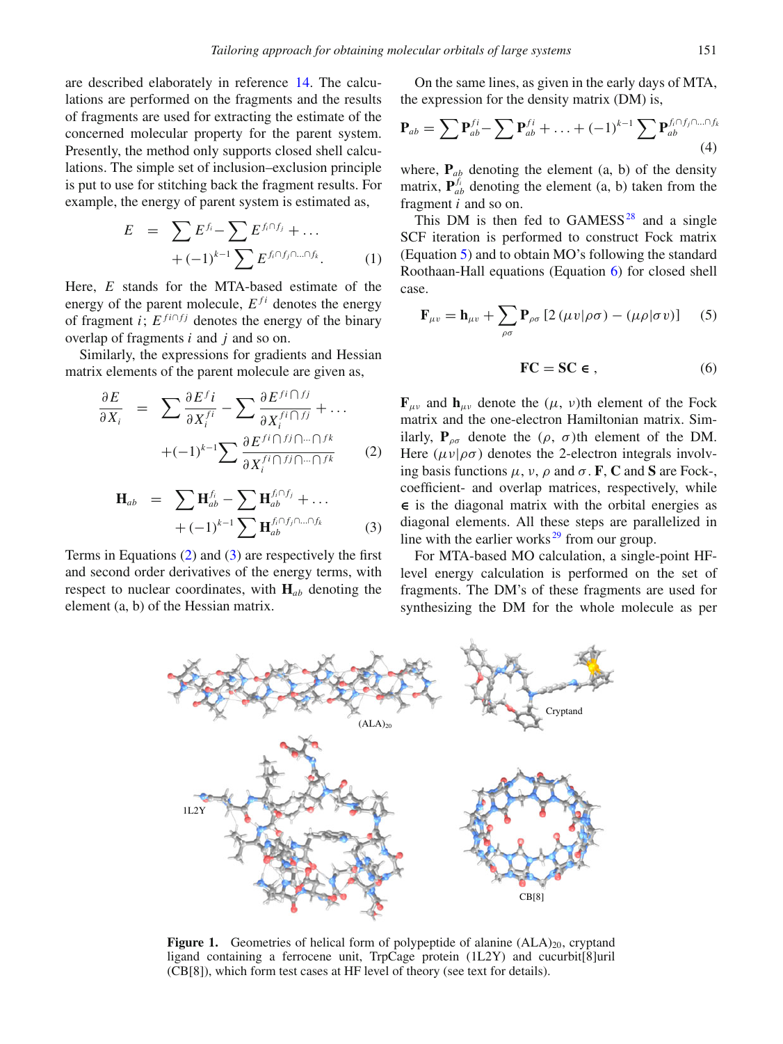are described elaborately in reference 14. The calculations are performed on the fragments and the results of fragments are used for extracting the estimate of the concerned molecular property for the parent system. Presently, the method only supports closed shell calculations. The simple set of inclusion–exclusion principle is put to use for stitching back the fragment results. For example, the energy of parent system is estimated as,

$$E = \sum E^{f_i} - \sum E^{f_i \cap f_j} + \ldots + (-1)^{k-1} \sum E^{f_i \cap f_j \cap \ldots \cap f_k}. \quad (1)$$

Here, $E$ stands for the MTA-based estimate of the energy of the parent molecule, $E^{fi}$ denotes the energy of fragment $i$; $E^{fi \cap fj}$ denotes the energy of the binary overlap of fragments $i$ and $j$ and so on.

Similarly, the expressions for gradients and Hessian matrix elements of the parent molecule are given as,

$$\frac{\partial E}{\partial X_i} = \sum \frac{\partial E^{f}i}{\partial X_i^{fi}} - \sum \frac{\partial E^{fi \cap fj}}{\partial X_i^{fi \cap fj}} + \ldots + (-1)^{k-1} \sum \frac{\partial E^{fi \cap fj \cap \ldots \cap fk}}{\partial X_i^{fi \cap fj \cap \ldots \cap fk}} \quad (2)$$

$$\mathbf{H}_{ab} = \sum \mathbf{H}_{ab}^{f_i} - \sum \mathbf{H}_{ab}^{f_i \cap f_j} + \ldots + (-1)^{k-1} \sum \mathbf{H}_{ab}^{f_i \cap f_j \cap \ldots \cap f_k} \quad (3)$$

Terms in Equations (2) and (3) are respectively the first and second order derivatives of the energy terms, with respect to nuclear coordinates, with $\mathbf{H}_{ab}$ denoting the element (a, b) of the Hessian matrix.

On the same lines, as given in the early days of MTA, the expression for the density matrix (DM) is,

$$\mathbf{P}_{ab} = \sum \mathbf{P}_{ab}^{fi} - \sum \mathbf{P}_{ab}^{fi} + \ldots + (-1)^{k-1} \sum \mathbf{P}_{ab}^{f_i \cap f_j \cap \ldots \cap f_k} \quad (4)$$

where, $\mathbf{P}_{ab}$ denoting the element (a, b) of the density matrix, $\mathbf{P}_{ab}^{f_i}$ denoting the element (a, b) taken from the fragment $i$ and so on.

This DM is then fed to GAMESS[28] and a single SCF iteration is performed to construct Fock matrix (Equation 5) and to obtain MO's following the standard Roothaan-Hall equations (Equation 6) for closed shell case.

$$\mathbf{F}_{\mu v} = \mathbf{h}_{\mu v} + \sum_{\rho\sigma} \mathbf{P}_{\rho\sigma} \left[2\left(\mu v|\rho\sigma\right) - \left(\mu\rho|\sigma v\right)\right] \quad (5)$$

$$\mathbf{FC} = \mathbf{SC} \in , \quad (6)$$

$\mathbf{F}_{\mu v}$ and $\mathbf{h}_{\mu v}$ denote the ($\mu$, $v$)th element of the Fock matrix and the one-electron Hamiltonian matrix. Similarly, $\mathbf{P}_{\rho\sigma}$ denote the ($\rho$, $\sigma$)th element of the DM. Here $(\mu v|\rho\sigma)$ denotes the 2-electron integrals involving basis functions $\mu$, $v$, $\rho$ and $\sigma$. $\mathbf{F}$, $\mathbf{C}$ and $\mathbf{S}$ are Fock-, coefficient- and overlap matrices, respectively, while $\in$ is the diagonal matrix with the orbital energies as diagonal elements. All these steps are parallelized in line with the earlier works[29] from our group.

For MTA-based MO calculation, a single-point HF-level energy calculation is performed on the set of fragments. The DM's of these fragments are used for synthesizing the DM for the whole molecule as per

**Figure 1.** Geometries of helical form of polypeptide of alanine $(ALA)_{20}$, cryptand ligand containing a ferrocene unit, TrpCage protein (1L2Y) and cucurbit[8]uril (CB[8]), which form test cases at HF level of theory (see text for details).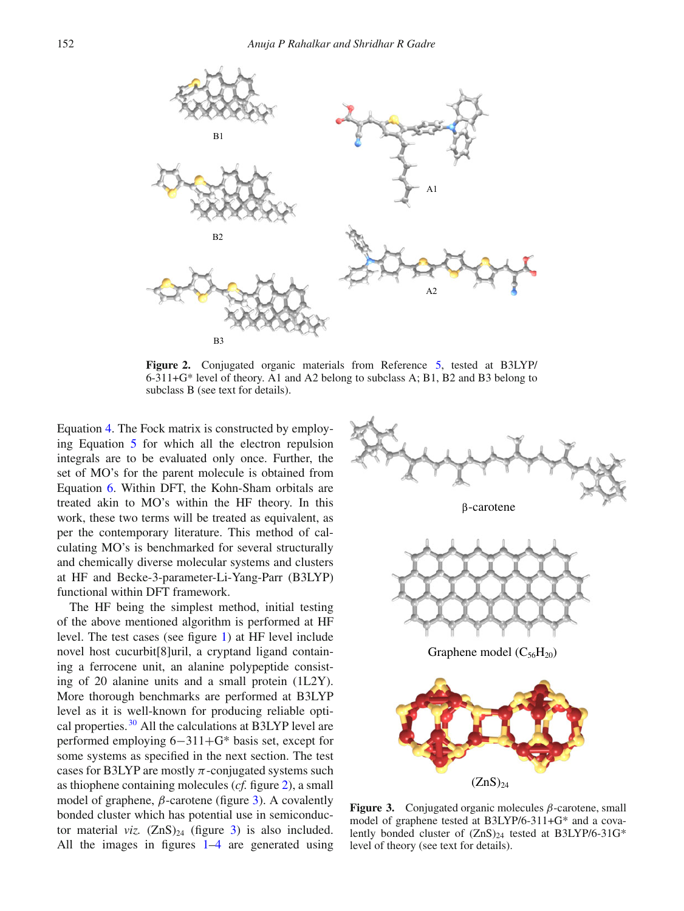Figure 2. Conjugated organic materials from Reference 5, tested at B3LYP/6-311+G* level of theory. A1 and A2 belong to subclass A; B1, B2 and B3 belong to subclass B (see text for details).

Equation 4. The Fock matrix is constructed by employing Equation 5 for which all the electron repulsion integrals are to be evaluated only once. Further, the set of MO's for the parent molecule is obtained from Equation 6. Within DFT, the Kohn-Sham orbitals are treated akin to MO's within the HF theory. In this work, these two terms will be treated as equivalent, as per the contemporary literature. This method of calculating MO's is benchmarked for several structurally and chemically diverse molecular systems and clusters at HF and Becke-3-parameter-Li-Yang-Parr (B3LYP) functional within DFT framework.

The HF being the simplest method, initial testing of the above mentioned algorithm is performed at HF level. The test cases (see figure 1) at HF level include novel host cucurbit[8]uril, a cryptand ligand containing a ferrocene unit, an alanine polypeptide consisting of 20 alanine units and a small protein (1L2Y). More thorough benchmarks are performed at B3LYP level as it is well-known for producing reliable optical properties.[30] All the calculations at B3LYP level are performed employing 6−311+G* basis set, except for some systems as specified in the next section. The test cases for B3LYP are mostly $\pi$-conjugated systems such as thiophene containing molecules (*cf.* figure 2), a small model of graphene, $\beta$-carotene (figure 3). A covalently bonded cluster which has potential use in semiconductor material *viz.* $(ZnS)_{24}$ (figure 3) is also included. All the images in figures 1–4 are generated using

Figure 3. Conjugated organic molecules $\beta$-carotene, small model of graphene tested at B3LYP/6-311+G* and a covalently bonded cluster of $(ZnS)_{24}$ tested at B3LYP/6-31G* level of theory (see text for details).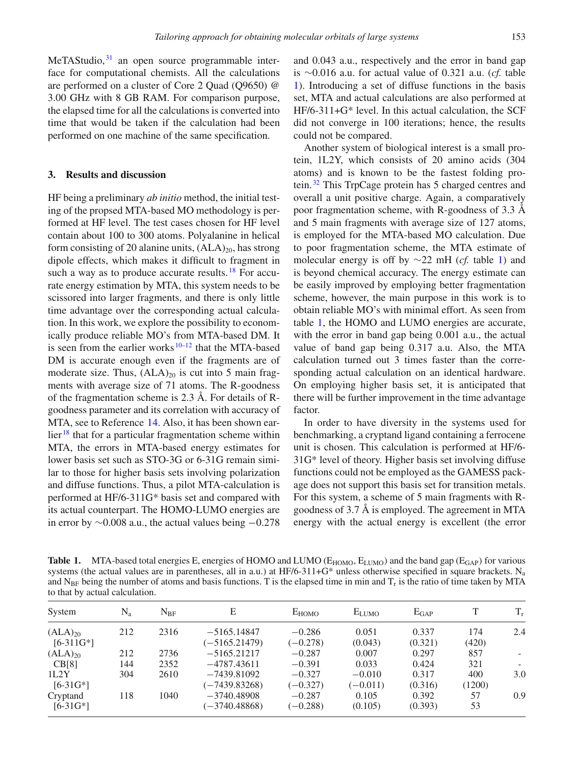MeTAStudio,[31] an open source programmable interface for computational chemists. All the calculations are performed on a cluster of Core 2 Quad (Q9650) @ 3.00 GHz with 8 GB RAM. For comparison purpose, the elapsed time for all the calculations is converted into time that would be taken if the calculation had been performed on one machine of the same specification.

## 3. Results and discussion

HF being a preliminary *ab initio* method, the initial testing of the propsed MTA-based MO methodology is performed at HF level. The test cases chosen for HF level contain about 100 to 300 atoms. Polyalanine in helical form consisting of 20 alanine units, $(ALA)_{20}$, has strong dipole effects, which makes it difficult to fragment in such a way as to produce accurate results.[18] For accurate energy estimation by MTA, this system needs to be scissored into larger fragments, and there is only little time advantage over the corresponding actual calculation. In this work, we explore the possibility to economically produce reliable MO's from MTA-based DM. It is seen from the earlier works[10–12] that the MTA-based DM is accurate enough even if the fragments are of moderate size. Thus, $(ALA)_{20}$ is cut into 5 main fragments with average size of 71 atoms. The R-goodness of the fragmentation scheme is 2.3 Å. For details of R-goodness parameter and its correlation with accuracy of MTA, see to Reference 14. Also, it has been shown earlier[18] that for a particular fragmentation scheme within MTA, the errors in MTA-based energy estimates for lower basis set such as STO-3G or 6-31G remain similar to those for higher basis sets involving polarization and diffuse functions. Thus, a pilot MTA-calculation is performed at HF/6-311G* basis set and compared with its actual counterpart. The HOMO-LUMO energies are in error by ∼0.008 a.u., the actual values being −0.278 and 0.043 a.u., respectively and the error in band gap is ∼0.016 a.u. for actual value of 0.321 a.u. (*cf.* table 1). Introducing a set of diffuse functions in the basis set, MTA and actual calculations are also performed at HF/6-311+G* level. In this actual calculation, the SCF did not converge in 100 iterations; hence, the results could not be compared.

Another system of biological interest is a small protein, 1L2Y, which consists of 20 amino acids (304 atoms) and is known to be the fastest folding protein.[32] This TrpCage protein has 5 charged centres and overall a unit positive charge. Again, a comparatively poor fragmentation scheme, with R-goodness of 3.3 Å and 5 main fragments with average size of 127 atoms, is employed for the MTA-based MO calculation. Due to poor fragmentation scheme, the MTA estimate of molecular energy is off by ∼22 mH (*cf.* table 1) and is beyond chemical accuracy. The energy estimate can be easily improved by employing better fragmentation scheme, however, the main purpose in this work is to obtain reliable MO's with minimal effort. As seen from table 1, the HOMO and LUMO energies are accurate, with the error in band gap being 0.001 a.u., the actual value of band gap being 0.317 a.u. Also, the MTA calculation turned out 3 times faster than the corresponding actual calculation on an identical hardware. On employing higher basis set, it is anticipated that there will be further improvement in the time advantage factor.

In order to have diversity in the systems used for benchmarking, a cryptand ligand containing a ferrocene unit is chosen. This calculation is performed at HF/6-31G* level of theory. Higher basis set involving diffuse functions could not be employed as the GAMESS package does not support this basis set for transition metals. For this system, a scheme of 5 main fragments with R-goodness of 3.7 Å is employed. The agreement in MTA energy with the actual energy is excellent (the error

**Table 1.** MTA-based total energies E, energies of HOMO and LUMO ($E_{HOMO}$, $E_{LUMO}$) and the band gap ($E_{GAP}$) for various systems (the actual values are in parentheses, all in a.u.) at HF/6-311+G* unless otherwise specified in square brackets. $N_a$ and $N_{BF}$ being the number of atoms and basis functions. T is the elapsed time in min and $T_r$ is the ratio of time taken by MTA to that by actual calculation.

| System | $N_a$ | $N_{BF}$ | E | $E_{HOMO}$ | $E_{LUMO}$ | $E_{GAP}$ | T | $T_r$ |
|---|---|---|---|---|---|---|---|---|
| $(ALA)_{20}$ [6-311G*] | 212 | 2316 | −5165.14847 (−5165.21479) | −0.286 (−0.278) | 0.051 (0.043) | 0.337 (0.321) | 174 (420) | 2.4 |
| $(ALA)_{20}$ | 212 | 2736 | −5165.21217 | −0.287 | 0.007 | 0.297 | 857 | - |
| CB[8] | 144 | 2352 | −4787.43611 | −0.391 | 0.033 | 0.424 | 321 | - |
| 1L2Y [6-31G*] | 304 | 2610 | −7439.81092 (−7439.83268) | −0.327 (−0.327) | −0.010 (−0.011) | 0.317 (0.316) | 400 (1200) | 3.0 |
| Cryptand [6-31G*] | 118 | 1040 | −3740.48908 (−3740.48868) | −0.287 (−0.288) | 0.105 (0.105) | 0.392 (0.393) | 57 53 | 0.9 |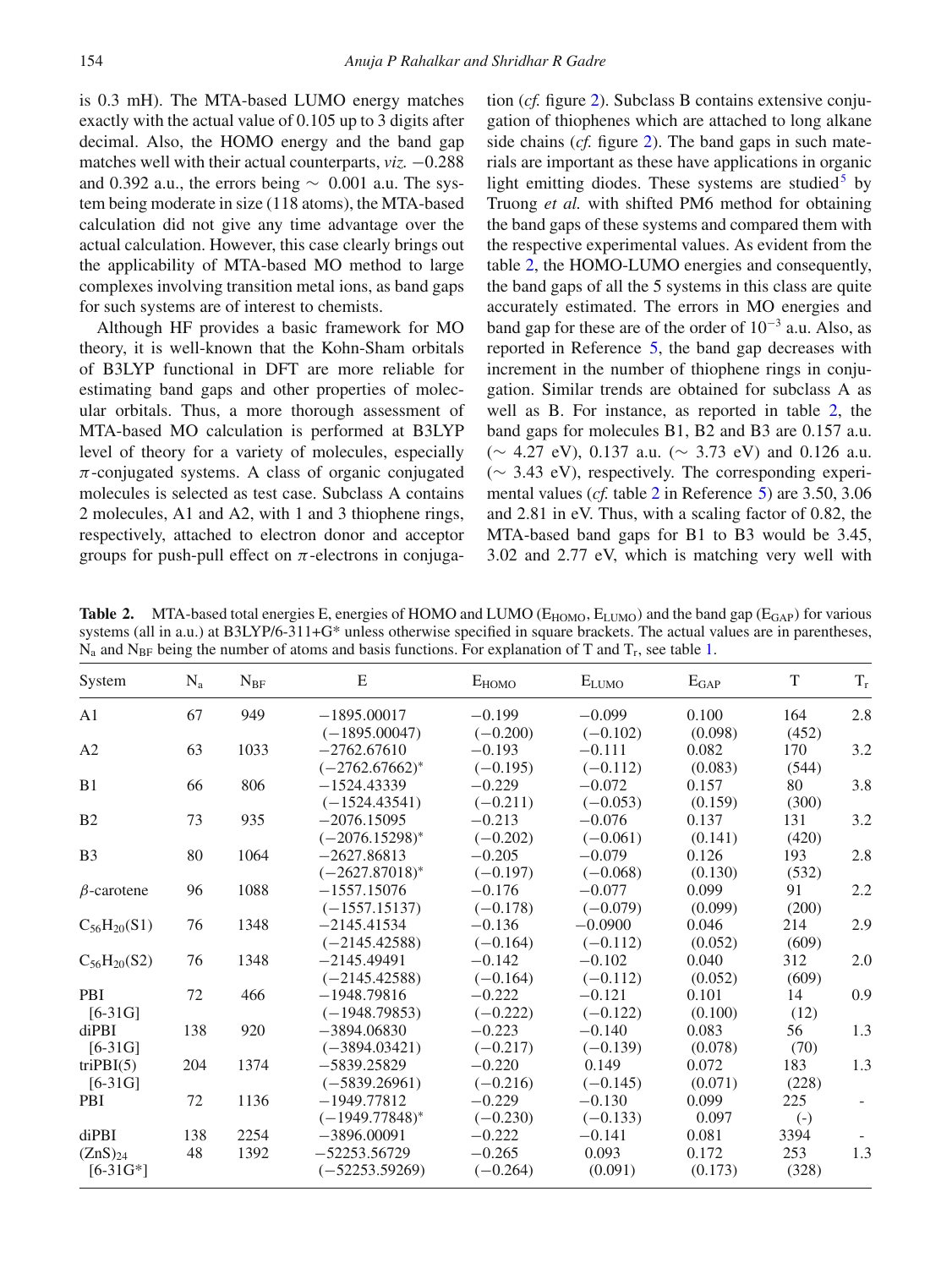is 0.3 mH). The MTA-based LUMO energy matches exactly with the actual value of 0.105 up to 3 digits after decimal. Also, the HOMO energy and the band gap matches well with their actual counterparts, *viz.* −0.288 and 0.392 a.u., the errors being ∼ 0.001 a.u. The system being moderate in size (118 atoms), the MTA-based calculation did not give any time advantage over the actual calculation. However, this case clearly brings out the applicability of MTA-based MO method to large complexes involving transition metal ions, as band gaps for such systems are of interest to chemists.

Although HF provides a basic framework for MO theory, it is well-known that the Kohn-Sham orbitals of B3LYP functional in DFT are more reliable for estimating band gaps and other properties of molecular orbitals. Thus, a more thorough assessment of MTA-based MO calculation is performed at B3LYP level of theory for a variety of molecules, especially $\pi$-conjugated systems. A class of organic conjugated molecules is selected as test case. Subclass A contains 2 molecules, A1 and A2, with 1 and 3 thiophene rings, respectively, attached to electron donor and acceptor groups for push-pull effect on $\pi$-electrons in conjugation (*cf.* figure 2). Subclass B contains extensive conjugation of thiophenes which are attached to long alkane side chains (*cf.* figure 2). The band gaps in such materials are important as these have applications in organic light emitting diodes. These systems are studied[5] by Truong *et al.* with shifted PM6 method for obtaining the band gaps of these systems and compared them with the respective experimental values. As evident from the table 2, the HOMO-LUMO energies and consequently, the band gaps of all the 5 systems in this class are quite accurately estimated. The errors in MO energies and band gap for these are of the order of $10^{-3}$ a.u. Also, as reported in Reference 5, the band gap decreases with increment in the number of thiophene rings in conjugation. Similar trends are obtained for subclass A as well as B. For instance, as reported in table 2, the band gaps for molecules B1, B2 and B3 are 0.157 a.u. (∼ 4.27 eV), 0.137 a.u. (∼ 3.73 eV) and 0.126 a.u. (∼ 3.43 eV), respectively. The corresponding experimental values (*cf.* table 2 in Reference 5) are 3.50, 3.06 and 2.81 in eV. Thus, with a scaling factor of 0.82, the MTA-based band gaps for B1 to B3 would be 3.45, 3.02 and 2.77 eV, which is matching very well with

**Table 2.** MTA-based total energies E, energies of HOMO and LUMO ($E_{HOMO}$, $E_{LUMO}$) and the band gap ($E_{GAP}$) for various systems (all in a.u.) at B3LYP/6-311+G* unless otherwise specified in square brackets. The actual values are in parentheses, $N_a$ and $N_{BF}$ being the number of atoms and basis functions. For explanation of T and $T_r$, see table 1.

| System | $N_a$ | $N_{BF}$ | E | $E_{HOMO}$ | $E_{LUMO}$ | $E_{GAP}$ | T | $T_r$ |
|---|---|---|---|---|---|---|---|---|
| A1 | 67 | 949 | −1895.00017 (−1895.00047) | −0.199 (−0.200) | −0.099 (−0.102) | 0.100 (0.098) | 164 (452) | 2.8 |
| A2 | 63 | 1033 | −2762.67610 (−2762.67662)* | −0.193 (−0.195) | −0.111 (−0.112) | 0.082 (0.083) | 170 (544) | 3.2 |
| B1 | 66 | 806 | −1524.43339 (−1524.43541) | −0.229 (−0.211) | −0.072 (−0.053) | 0.157 (0.159) | 80 (300) | 3.8 |
| B2 | 73 | 935 | −2076.15095 (−2076.15298)* | −0.213 (−0.202) | −0.076 (−0.061) | 0.137 (0.141) | 131 (420) | 3.2 |
| B3 | 80 | 1064 | −2627.86813 (−2627.87018)* | −0.205 (−0.197) | −0.079 (−0.068) | 0.126 (0.130) | 193 (532) | 2.8 |
| $\beta$-carotene | 96 | 1088 | −1557.15076 (−1557.15137) | −0.176 (−0.178) | −0.077 (−0.079) | 0.099 (0.099) | 91 (200) | 2.2 |
| $C_{56}H_{20}$(S1) | 76 | 1348 | −2145.41534 (−2145.42588) | −0.136 (−0.164) | −0.0900 (−0.112) | 0.046 (0.052) | 214 (609) | 2.9 |
| $C_{56}H_{20}$(S2) | 76 | 1348 | −2145.49491 (−2145.42588) | −0.142 (−0.164) | −0.102 (−0.112) | 0.040 (0.052) | 312 (609) | 2.0 |
| PBI [6-31G] | 72 | 466 | −1948.79816 (−1948.79853) | −0.222 (−0.222) | −0.121 (−0.122) | 0.101 (0.100) | 14 (12) | 0.9 |
| diPBI [6-31G] | 138 | 920 | −3894.06830 (−3894.03421) | −0.223 (−0.217) | −0.140 (−0.139) | 0.083 (0.078) | 56 (70) | 1.3 |
| triPBI(5) [6-31G] | 204 | 1374 | −5839.25829 (−5839.26961) | −0.220 (−0.216) | 0.149 (−0.145) | 0.072 (0.071) | 183 (228) | 1.3 |
| PBI | 72 | 1136 | −1949.77812 (−1949.77848)* | −0.229 (−0.230) | −0.130 (−0.133) | 0.099 0.097 | 225 (-) | - |
| diPBI | 138 | 2254 | −3896.00091 | −0.222 | −0.141 | 0.081 | 3394 | - |
| $(ZnS)_{24}$ [6-31G*] | 48 | 1392 | −52253.56729 (−52253.59269) | −0.265 (−0.264) | 0.093 (0.091) | 0.172 (0.173) | 253 (328) | 1.3 |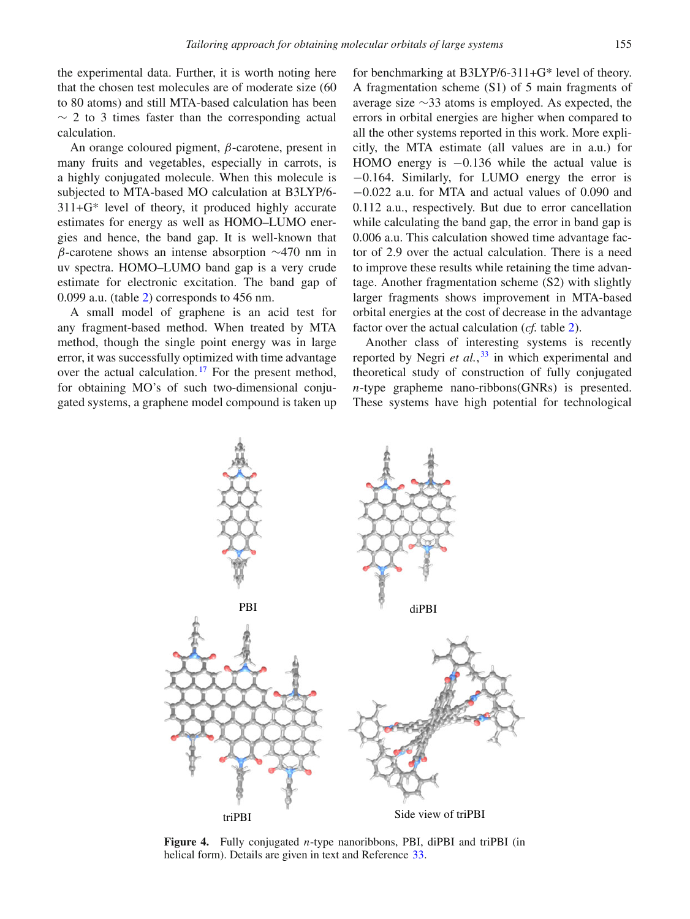the experimental data. Further, it is worth noting here that the chosen test molecules are of moderate size (60 to 80 atoms) and still MTA-based calculation has been $\sim$ 2 to 3 times faster than the corresponding actual calculation.

An orange coloured pigment, $\beta$-carotene, present in many fruits and vegetables, especially in carrots, is a highly conjugated molecule. When this molecule is subjected to MTA-based MO calculation at B3LYP/6-311+G* level of theory, it produced highly accurate estimates for energy as well as HOMO–LUMO energies and hence, the band gap. It is well-known that $\beta$-carotene shows an intense absorption $\sim$470 nm in uv spectra. HOMO–LUMO band gap is a very crude estimate for electronic excitation. The band gap of 0.099 a.u. (table 2) corresponds to 456 nm.

A small model of graphene is an acid test for any fragment-based method. When treated by MTA method, though the single point energy was in large error, it was successfully optimized with time advantage over the actual calculation.[17] For the present method, for obtaining MO's of such two-dimensional conjugated systems, a graphene model compound is taken up for benchmarking at B3LYP/6-311+G* level of theory. A fragmentation scheme (S1) of 5 main fragments of average size $\sim$33 atoms is employed. As expected, the errors in orbital energies are higher when compared to all the other systems reported in this work. More explicitly, the MTA estimate (all values are in a.u.) for HOMO energy is $-0.136$ while the actual value is $-0.164$. Similarly, for LUMO energy the error is $-0.022$ a.u. for MTA and actual values of 0.090 and 0.112 a.u., respectively. But due to error cancellation while calculating the band gap, the error in band gap is 0.006 a.u. This calculation showed time advantage factor of 2.9 over the actual calculation. There is a need to improve these results while retaining the time advantage. Another fragmentation scheme (S2) with slightly larger fragments shows improvement in MTA-based orbital energies at the cost of decrease in the advantage factor over the actual calculation (*cf.* table 2).

Another class of interesting systems is recently reported by Negri *et al.*,[33] in which experimental and theoretical study of construction of fully conjugated *n*-type grapheme nano-ribbons(GNRs) is presented. These systems have high potential for technological

**Figure 4.** Fully conjugated *n*-type nanoribbons, PBI, diPBI and triPBI (in helical form). Details are given in text and Reference 33.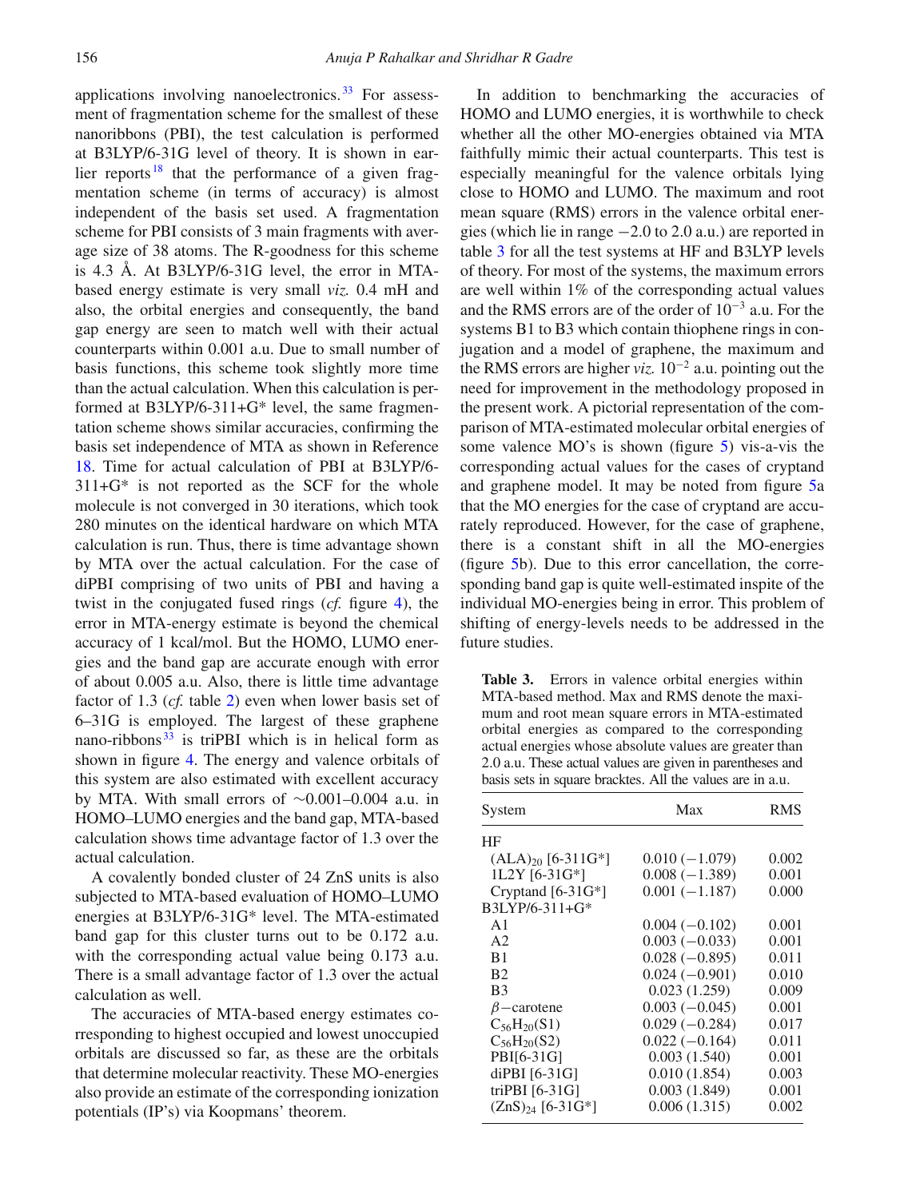applications involving nanoelectronics.[33] For assessment of fragmentation scheme for the smallest of these nanoribbons (PBI), the test calculation is performed at B3LYP/6-31G level of theory. It is shown in earlier reports[18] that the performance of a given fragmentation scheme (in terms of accuracy) is almost independent of the basis set used. A fragmentation scheme for PBI consists of 3 main fragments with average size of 38 atoms. The R-goodness for this scheme is 4.3 Å. At B3LYP/6-31G level, the error in MTA-based energy estimate is very small *viz.* 0.4 mH and also, the orbital energies and consequently, the band gap energy are seen to match well with their actual counterparts within 0.001 a.u. Due to small number of basis functions, this scheme took slightly more time than the actual calculation. When this calculation is performed at B3LYP/6-311+G* level, the same fragmentation scheme shows similar accuracies, confirming the basis set independence of MTA as shown in Reference 18. Time for actual calculation of PBI at B3LYP/6-311+G* is not reported as the SCF for the whole molecule is not converged in 30 iterations, which took 280 minutes on the identical hardware on which MTA calculation is run. Thus, there is time advantage shown by MTA over the actual calculation. For the case of diPBI comprising of two units of PBI and having a twist in the conjugated fused rings (*cf.* figure 4), the error in MTA-energy estimate is beyond the chemical accuracy of 1 kcal/mol. But the HOMO, LUMO energies and the band gap are accurate enough with error of about 0.005 a.u. Also, there is little time advantage factor of 1.3 (*cf.* table 2) even when lower basis set of 6–31G is employed. The largest of these graphene nano-ribbons[33] is triPBI which is in helical form as shown in figure 4. The energy and valence orbitals of this system are also estimated with excellent accuracy by MTA. With small errors of ∼0.001–0.004 a.u. in HOMO–LUMO energies and the band gap, MTA-based calculation shows time advantage factor of 1.3 over the actual calculation.

A covalently bonded cluster of 24 ZnS units is also subjected to MTA-based evaluation of HOMO–LUMO energies at B3LYP/6-31G* level. The MTA-estimated band gap for this cluster turns out to be 0.172 a.u. with the corresponding actual value being 0.173 a.u. There is a small advantage factor of 1.3 over the actual calculation as well.

The accuracies of MTA-based energy estimates corresponding to highest occupied and lowest unoccupied orbitals are discussed so far, as these are the orbitals that determine molecular reactivity. These MO-energies also provide an estimate of the corresponding ionization potentials (IP's) via Koopmans' theorem.

In addition to benchmarking the accuracies of HOMO and LUMO energies, it is worthwhile to check whether all the other MO-energies obtained via MTA faithfully mimic their actual counterparts. This test is especially meaningful for the valence orbitals lying close to HOMO and LUMO. The maximum and root mean square (RMS) errors in the valence orbital energies (which lie in range −2.0 to 2.0 a.u.) are reported in table 3 for all the test systems at HF and B3LYP levels of theory. For most of the systems, the maximum errors are well within 1% of the corresponding actual values and the RMS errors are of the order of $10^{-3}$ a.u. For the systems B1 to B3 which contain thiophene rings in conjugation and a model of graphene, the maximum and the RMS errors are higher *viz.* $10^{-2}$ a.u. pointing out the need for improvement in the methodology proposed in the present work. A pictorial representation of the comparison of MTA-estimated molecular orbital energies of some valence MO's is shown (figure 5) vis-a-vis the corresponding actual values for the cases of cryptand and graphene model. It may be noted from figure 5a that the MO energies for the case of cryptand are accurately reproduced. However, for the case of graphene, there is a constant shift in all the MO-energies (figure 5b). Due to this error cancellation, the corresponding band gap is quite well-estimated inspite of the individual MO-energies being in error. This problem of shifting of energy-levels needs to be addressed in the future studies.

**Table 3.** Errors in valence orbital energies within MTA-based method. Max and RMS denote the maximum and root mean square errors in MTA-estimated orbital energies as compared to the corresponding actual energies whose absolute values are greater than 2.0 a.u. These actual values are given in parentheses and basis sets in square bracktes. All the values are in a.u.

| System | Max | RMS |
|---|---|---|
| HF | | |
| $(ALA)_{20}$ [6-311G*] | 0.010 (−1.079) | 0.002 |
| 1L2Y [6-31G*] | 0.008 (−1.389) | 0.001 |
| Cryptand [6-31G*] | 0.001 (−1.187) | 0.000 |
| B3LYP/6-311+G* | | |
| A1 | 0.004 (−0.102) | 0.001 |
| A2 | 0.003 (−0.033) | 0.001 |
| B1 | 0.028 (−0.895) | 0.011 |
| B2 | 0.024 (−0.901) | 0.010 |
| B3 | 0.023 (1.259) | 0.009 |
| $\beta$−carotene | 0.003 (−0.045) | 0.001 |
| $C_{56}H_{20}$(S1) | 0.029 (−0.284) | 0.017 |
| $C_{56}H_{20}$(S2) | 0.022 (−0.164) | 0.011 |
| PBI[6-31G] | 0.003 (1.540) | 0.001 |
| diPBI [6-31G] | 0.010 (1.854) | 0.003 |
| triPBI [6-31G] | 0.003 (1.849) | 0.001 |
| $(ZnS)_{24}$ [6-31G*] | 0.006 (1.315) | 0.002 |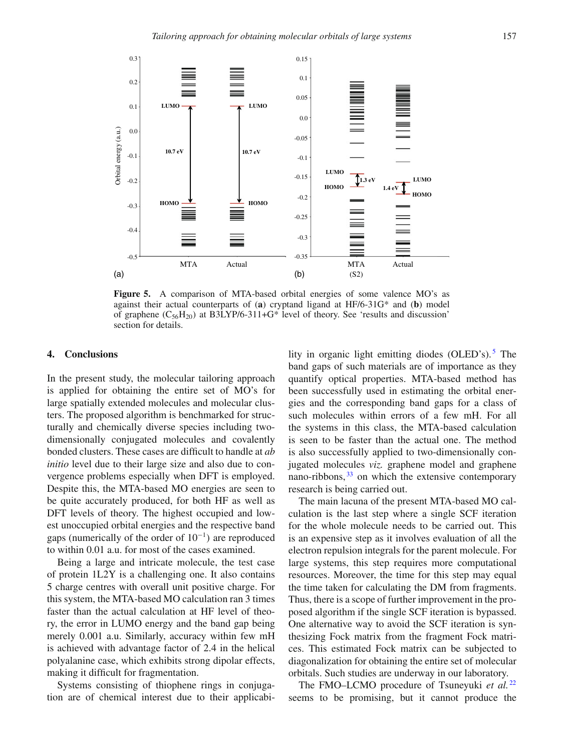**Figure 5.** A comparison of MTA-based orbital energies of some valence MO's as against their actual counterparts of (**a**) cryptand ligand at HF/6-31G* and (**b**) model of graphene ($C_{56}H_{20}$) at B3LYP/6-311+G* level of theory. See 'results and discussion' section for details.

## 4. Conclusions

In the present study, the molecular tailoring approach is applied for obtaining the entire set of MO's for large spatially extended molecules and molecular clusters. The proposed algorithm is benchmarked for structurally and chemically diverse species including two-dimensionally conjugated molecules and covalently bonded clusters. These cases are difficult to handle at *ab initio* level due to their large size and also due to convergence problems especially when DFT is employed. Despite this, the MTA-based MO energies are seen to be quite accurately produced, for both HF as well as DFT levels of theory. The highest occupied and lowest unoccupied orbital energies and the respective band gaps (numerically of the order of $10^{-1}$) are reproduced to within 0.01 a.u. for most of the cases examined.

Being a large and intricate molecule, the test case of protein 1L2Y is a challenging one. It also contains 5 charge centres with overall unit positive charge. For this system, the MTA-based MO calculation ran 3 times faster than the actual calculation at HF level of theory, the error in LUMO energy and the band gap being merely 0.001 a.u. Similarly, accuracy within few mH is achieved with advantage factor of 2.4 in the helical polyalanine case, which exhibits strong dipolar effects, making it difficult for fragmentation.

Systems consisting of thiophene rings in conjugation are of chemical interest due to their applicability in organic light emitting diodes (OLED's).[5] The band gaps of such materials are of importance as they quantify optical properties. MTA-based method has been successfully used in estimating the orbital energies and the corresponding band gaps for a class of such molecules within errors of a few mH. For all the systems in this class, the MTA-based calculation is seen to be faster than the actual one. The method is also successfully applied to two-dimensionally conjugated molecules *viz.* graphene model and graphene nano-ribbons,[33] on which the extensive contemporary research is being carried out.

The main lacuna of the present MTA-based MO calculation is the last step where a single SCF iteration for the whole molecule needs to be carried out. This is an expensive step as it involves evaluation of all the electron repulsion integrals for the parent molecule. For large systems, this step requires more computational resources. Moreover, the time for this step may equal the time taken for calculating the DM from fragments. Thus, there is a scope of further improvement in the proposed algorithm if the single SCF iteration is bypassed. One alternative way to avoid the SCF iteration is synthesizing Fock matrix from the fragment Fock matrices. This estimated Fock matrix can be subjected to diagonalization for obtaining the entire set of molecular orbitals. Such studies are underway in our laboratory.

The FMO–LCMO procedure of Tsuneyuki *et al.*[22] seems to be promising, but it cannot produce the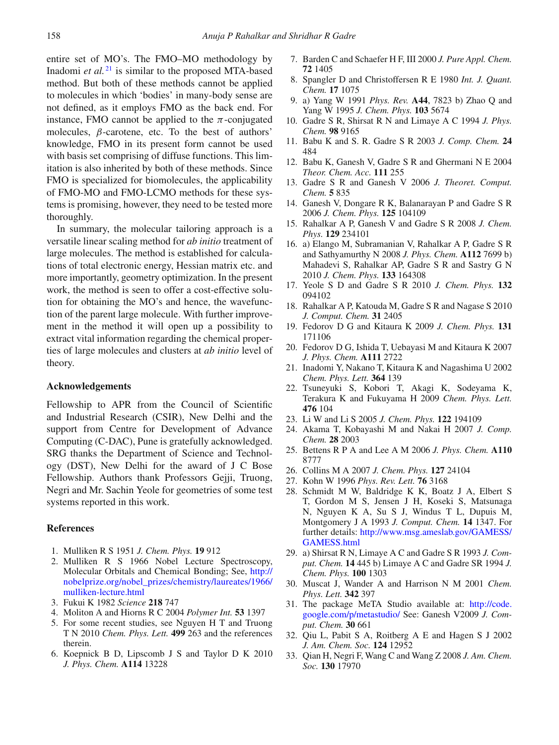entire set of MO's. The FMO–MO methodology by Inadomi *et al.*[21] is similar to the proposed MTA-based method. But both of these methods cannot be applied to molecules in which 'bodies' in many-body sense are not defined, as it employs FMO as the back end. For instance, FMO cannot be applied to the $\pi$-conjugated molecules, $\beta$-carotene, etc. To the best of authors' knowledge, FMO in its present form cannot be used with basis set comprising of diffuse functions. This limitation is also inherited by both of these methods. Since FMO is specialized for biomolecules, the applicability of FMO-MO and FMO-LCMO methods for these systems is promising, however, they need to be tested more thoroughly.

In summary, the molecular tailoring approach is a versatile linear scaling method for *ab initio* treatment of large molecules. The method is established for calculations of total electronic energy, Hessian matrix etc. and more importantly, geometry optimization. In the present work, the method is seen to offer a cost-effective solution for obtaining the MO's and hence, the wavefunction of the parent large molecule. With further improvement in the method it will open up a possibility to extract vital information regarding the chemical properties of large molecules and clusters at *ab initio* level of theory.

### Acknowledgements

Fellowship to APR from the Council of Scientific and Industrial Research (CSIR), New Delhi and the support from Centre for Development of Advance Computing (C-DAC), Pune is gratefully acknowledged. SRG thanks the Department of Science and Technology (DST), New Delhi for the award of J C Bose Fellowship. Authors thank Professors Gejji, Truong, Negri and Mr. Sachin Yeole for geometries of some test systems reported in this work.

### References

1. Mulliken R S 1951 *J. Chem. Phys.* **19** 912
2. Mulliken R S 1966 Nobel Lecture Spectroscopy, Molecular Orbitals and Chemical Bonding; See, http://nobelprize.org/nobel_prizes/chemistry/laureates/1966/mulliken-lecture.html
3. Fukui K 1982 *Science* **218** 747
4. Moliton A and Hiorns R C 2004 *Polymer Int.* **53** 1397
5. For some recent studies, see Nguyen H T and Truong T N 2010 *Chem. Phys. Lett.* **499** 263 and the references therein.
6. Koepnick B D, Lipscomb J S and Taylor D K 2010 *J. Phys. Chem.* **A114** 13228
7. Barden C and Schaefer H F, III 2000 *J. Pure Appl. Chem.* **72** 1405
8. Spangler D and Christoffersen R E 1980 *Int. J. Quant. Chem.* **17** 1075
9. a) Yang W 1991 *Phys. Rev.* **A44**, 7823 b) Zhao Q and Yang W 1995 *J. Chem. Phys.* **103** 5674
10. Gadre S R, Shirsat R N and Limaye A C 1994 *J. Phys. Chem.* **98** 9165
11. Babu K and S. R. Gadre S R 2003 *J. Comp. Chem.* **24** 484
12. Babu K, Ganesh V, Gadre S R and Ghermani N E 2004 *Theor. Chem. Acc.* **111** 255
13. Gadre S R and Ganesh V 2006 *J. Theoret. Comput. Chem.* **5** 835
14. Ganesh V, Dongare R K, Balanarayan P and Gadre S R 2006 *J. Chem. Phys.* **125** 104109
15. Rahalkar A P, Ganesh V and Gadre S R 2008 *J. Chem. Phys.* **129** 234101
16. a) Elango M, Subramanian V, Rahalkar A P, Gadre S R and Sathyamurthy N 2008 *J. Phys. Chem.* **A112** 7699 b) Mahadevi S, Rahalkar AP, Gadre S R and Sastry G N 2010 *J. Chem. Phys.* **133** 164308
17. Yeole S D and Gadre S R 2010 *J. Chem. Phys.* **132** 094102
18. Rahalkar A P, Katouda M, Gadre S R and Nagase S 2010 *J. Comput. Chem.* **31** 2405
19. Fedorov D G and Kitaura K 2009 *J. Chem. Phys.* **131** 171106
20. Fedorov D G, Ishida T, Uebayasi M and Kitaura K 2007 *J. Phys. Chem.* **A111** 2722
21. Inadomi Y, Nakano T, Kitaura K and Nagashima U 2002 *Chem. Phys. Lett.* **364** 139
22. Tsuneyuki S, Kobori T, Akagi K, Sodeyama K, Terakura K and Fukuyama H 2009 *Chem. Phys. Lett.* **476** 104
23. Li W and Li S 2005 *J. Chem. Phys.* **122** 194109
24. Akama T, Kobayashi M and Nakai H 2007 *J. Comp. Chem.* **28** 2003
25. Bettens R P A and Lee A M 2006 *J. Phys. Chem.* **A110** 8777
26. Collins M A 2007 *J. Chem. Phys.* **127** 24104
27. Kohn W 1996 *Phys. Rev. Lett.* **76** 3168
28. Schmidt M W, Baldridge K K, Boatz J A, Elbert S T, Gordon M S, Jensen J H, Koseki S, Matsunaga N, Nguyen K A, Su S J, Windus T L, Dupuis M, Montgomery J A 1993 *J. Comput. Chem.* **14** 1347. For further details: http://www.msg.ameslab.gov/GAMESS/GAMESS.html
29. a) Shirsat R N, Limaye A C and Gadre S R 1993 *J. Comput. Chem.* **14** 445 b) Limaye A C and Gadre SR 1994 *J. Chem. Phys.* **100** 1303
30. Muscat J, Wander A and Harrison N M 2001 *Chem. Phys. Lett.* **342** 397
31. The package MeTA Studio available at: http://code.google.com/p/metastudio/ See: Ganesh V2009 *J. Comput. Chem.* **30** 661
32. Qiu L, Pabit S A, Roitberg A E and Hagen S J 2002 *J. Am. Chem. Soc.* **124** 12952
33. Qian H, Negri F, Wang C and Wang Z 2008 *J. Am. Chem. Soc.* **130** 17970